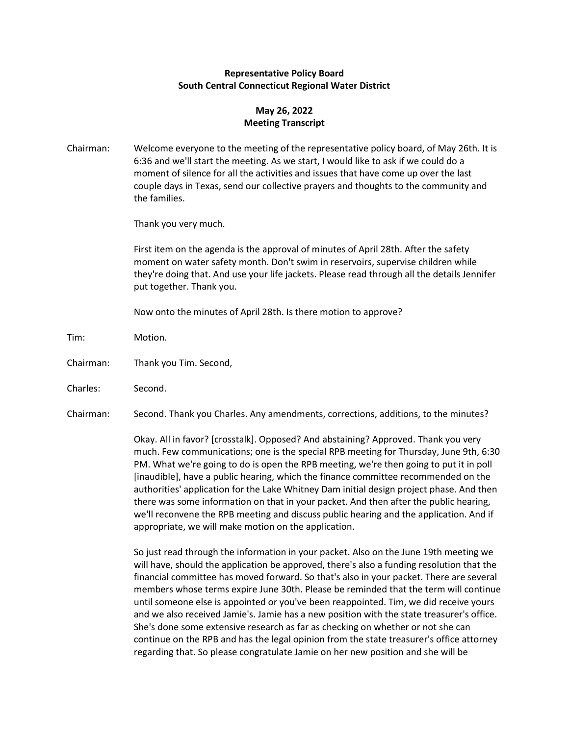**Representative Policy Board**
**South Central Connecticut Regional Water District**

**May 26, 2022**
**Meeting Transcript**

Chairman: Welcome everyone to the meeting of the representative policy board, of May 26th. It is 6:36 and we'll start the meeting. As we start, I would like to ask if we could do a moment of silence for all the activities and issues that have come up over the last couple days in Texas, send our collective prayers and thoughts to the community and the families.

Thank you very much.

First item on the agenda is the approval of minutes of April 28th. After the safety moment on water safety month. Don't swim in reservoirs, supervise children while they're doing that. And use your life jackets. Please read through all the details Jennifer put together. Thank you.

Now onto the minutes of April 28th. Is there motion to approve?

Tim: Motion.

Chairman: Thank you Tim. Second,

Charles: Second.

Chairman: Second. Thank you Charles. Any amendments, corrections, additions, to the minutes?

Okay. All in favor? [crosstalk]. Opposed? And abstaining? Approved. Thank you very much. Few communications; one is the special RPB meeting for Thursday, June 9th, 6:30 PM. What we're going to do is open the RPB meeting, we're then going to put it in poll [inaudible], have a public hearing, which the finance committee recommended on the authorities' application for the Lake Whitney Dam initial design project phase. And then there was some information on that in your packet. And then after the public hearing, we'll reconvene the RPB meeting and discuss public hearing and the application. And if appropriate, we will make motion on the application.

So just read through the information in your packet. Also on the June 19th meeting we will have, should the application be approved, there's also a funding resolution that the financial committee has moved forward. So that's also in your packet. There are several members whose terms expire June 30th. Please be reminded that the term will continue until someone else is appointed or you've been reappointed. Tim, we did receive yours and we also received Jamie's. Jamie has a new position with the state treasurer's office. She's done some extensive research as far as checking on whether or not she can continue on the RPB and has the legal opinion from the state treasurer's office attorney regarding that. So please congratulate Jamie on her new position and she will be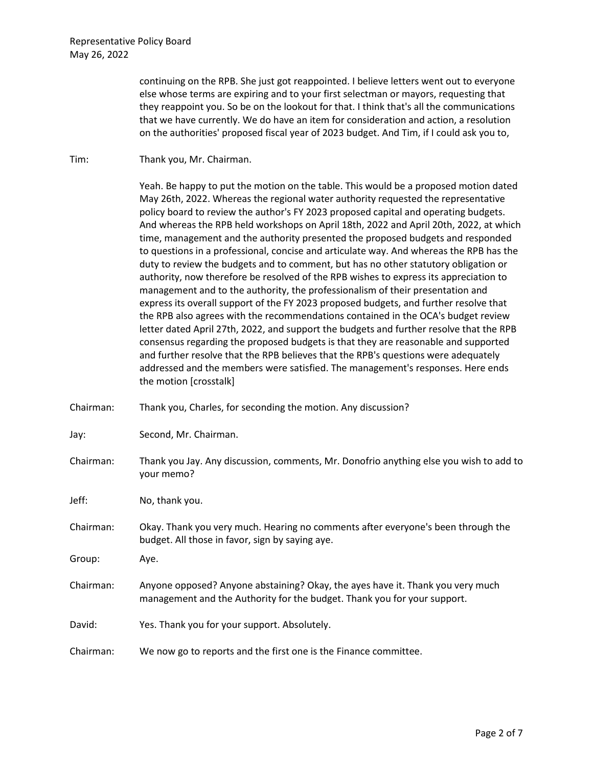continuing on the RPB. She just got reappointed. I believe letters went out to everyone else whose terms are expiring and to your first selectman or mayors, requesting that they reappoint you. So be on the lookout for that. I think that's all the communications that we have currently. We do have an item for consideration and action, a resolution on the authorities' proposed fiscal year of 2023 budget. And Tim, if I could ask you to,

Tim: Thank you, Mr. Chairman.

Yeah. Be happy to put the motion on the table. This would be a proposed motion dated May 26th, 2022. Whereas the regional water authority requested the representative policy board to review the author's FY 2023 proposed capital and operating budgets. And whereas the RPB held workshops on April 18th, 2022 and April 20th, 2022, at which time, management and the authority presented the proposed budgets and responded to questions in a professional, concise and articulate way. And whereas the RPB has the duty to review the budgets and to comment, but has no other statutory obligation or authority, now therefore be resolved of the RPB wishes to express its appreciation to management and to the authority, the professionalism of their presentation and express its overall support of the FY 2023 proposed budgets, and further resolve that the RPB also agrees with the recommendations contained in the OCA's budget review letter dated April 27th, 2022, and support the budgets and further resolve that the RPB consensus regarding the proposed budgets is that they are reasonable and supported and further resolve that the RPB believes that the RPB's questions were adequately addressed and the members were satisfied. The management's responses. Here ends the motion [crosstalk]

Chairman: Thank you, Charles, for seconding the motion. Any discussion?

Jay: Second, Mr. Chairman.

Chairman: Thank you Jay. Any discussion, comments, Mr. Donofrio anything else you wish to add to your memo?

Jeff: No, thank you.

Chairman: Okay. Thank you very much. Hearing no comments after everyone's been through the budget. All those in favor, sign by saying aye.

Group: Aye.

Chairman: Anyone opposed? Anyone abstaining? Okay, the ayes have it. Thank you very much management and the Authority for the budget. Thank you for your support.

David: Yes. Thank you for your support. Absolutely.

Chairman: We now go to reports and the first one is the Finance committee.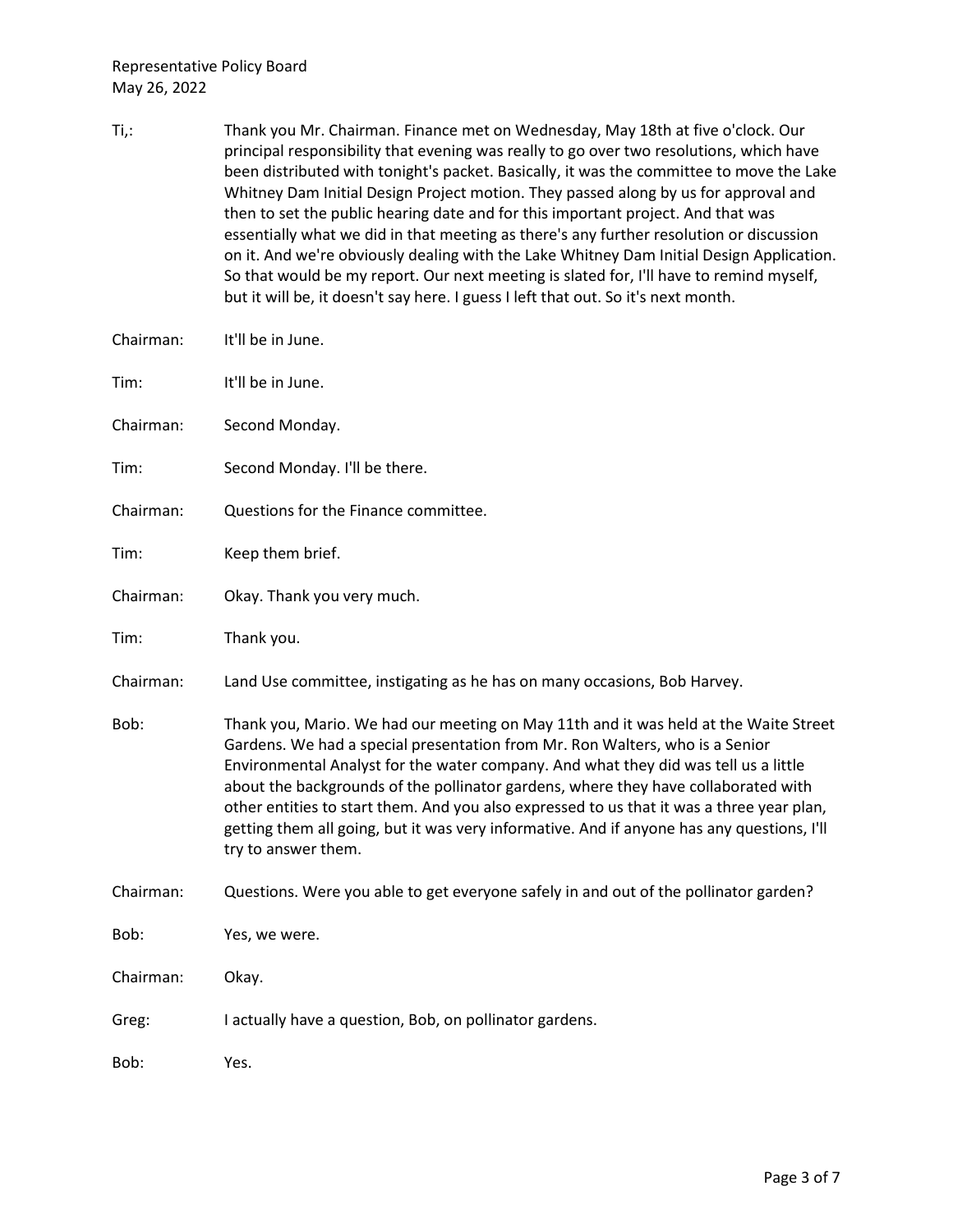Ti,: Thank you Mr. Chairman. Finance met on Wednesday, May 18th at five o'clock. Our principal responsibility that evening was really to go over two resolutions, which have been distributed with tonight's packet. Basically, it was the committee to move the Lake Whitney Dam Initial Design Project motion. They passed along by us for approval and then to set the public hearing date and for this important project. And that was essentially what we did in that meeting as there's any further resolution or discussion on it. And we're obviously dealing with the Lake Whitney Dam Initial Design Application. So that would be my report. Our next meeting is slated for, I'll have to remind myself, but it will be, it doesn't say here. I guess I left that out. So it's next month.

Chairman: It'll be in June.

Tim: It'll be in June.

Chairman: Second Monday.

Tim: Second Monday. I'll be there.

Chairman: Questions for the Finance committee.

Tim: Keep them brief.

Chairman: Okay. Thank you very much.

Tim: Thank you.

Chairman: Land Use committee, instigating as he has on many occasions, Bob Harvey.

Bob: Thank you, Mario. We had our meeting on May 11th and it was held at the Waite Street Gardens. We had a special presentation from Mr. Ron Walters, who is a Senior Environmental Analyst for the water company. And what they did was tell us a little about the backgrounds of the pollinator gardens, where they have collaborated with other entities to start them. And you also expressed to us that it was a three year plan, getting them all going, but it was very informative. And if anyone has any questions, I'll try to answer them.

Chairman: Questions. Were you able to get everyone safely in and out of the pollinator garden?

Bob: Yes, we were.

Chairman: Okay.

Greg: I actually have a question, Bob, on pollinator gardens.

Bob: Yes.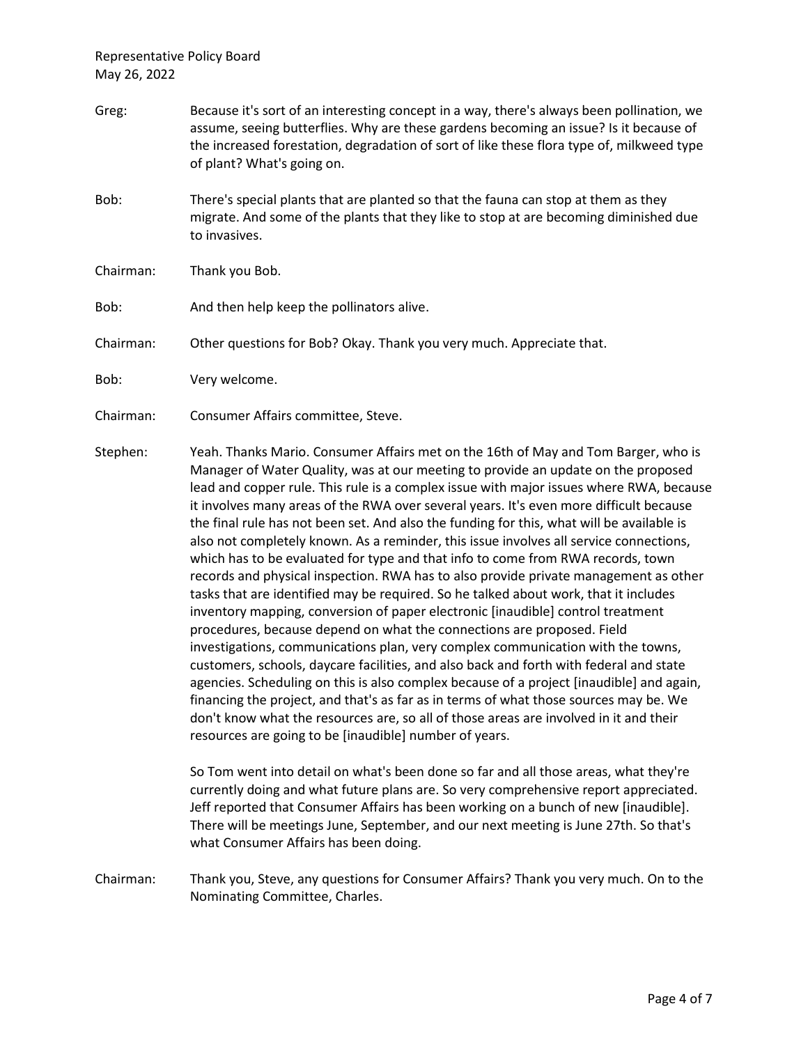Greg: Because it's sort of an interesting concept in a way, there's always been pollination, we assume, seeing butterflies. Why are these gardens becoming an issue? Is it because of the increased forestation, degradation of sort of like these flora type of, milkweed type of plant? What's going on.

Bob: There's special plants that are planted so that the fauna can stop at them as they migrate. And some of the plants that they like to stop at are becoming diminished due to invasives.

Chairman: Thank you Bob.

Bob: And then help keep the pollinators alive.

Chairman: Other questions for Bob? Okay. Thank you very much. Appreciate that.

Bob: Very welcome.

Chairman: Consumer Affairs committee, Steve.

Stephen: Yeah. Thanks Mario. Consumer Affairs met on the 16th of May and Tom Barger, who is Manager of Water Quality, was at our meeting to provide an update on the proposed lead and copper rule. This rule is a complex issue with major issues where RWA, because it involves many areas of the RWA over several years. It's even more difficult because the final rule has not been set. And also the funding for this, what will be available is also not completely known. As a reminder, this issue involves all service connections, which has to be evaluated for type and that info to come from RWA records, town records and physical inspection. RWA has to also provide private management as other tasks that are identified may be required. So he talked about work, that it includes inventory mapping, conversion of paper electronic [inaudible] control treatment procedures, because depend on what the connections are proposed. Field investigations, communications plan, very complex communication with the towns, customers, schools, daycare facilities, and also back and forth with federal and state agencies. Scheduling on this is also complex because of a project [inaudible] and again, financing the project, and that's as far as in terms of what those sources may be. We don't know what the resources are, so all of those areas are involved in it and their resources are going to be [inaudible] number of years.

So Tom went into detail on what's been done so far and all those areas, what they're currently doing and what future plans are. So very comprehensive report appreciated. Jeff reported that Consumer Affairs has been working on a bunch of new [inaudible]. There will be meetings June, September, and our next meeting is June 27th. So that's what Consumer Affairs has been doing.

Chairman: Thank you, Steve, any questions for Consumer Affairs? Thank you very much. On to the Nominating Committee, Charles.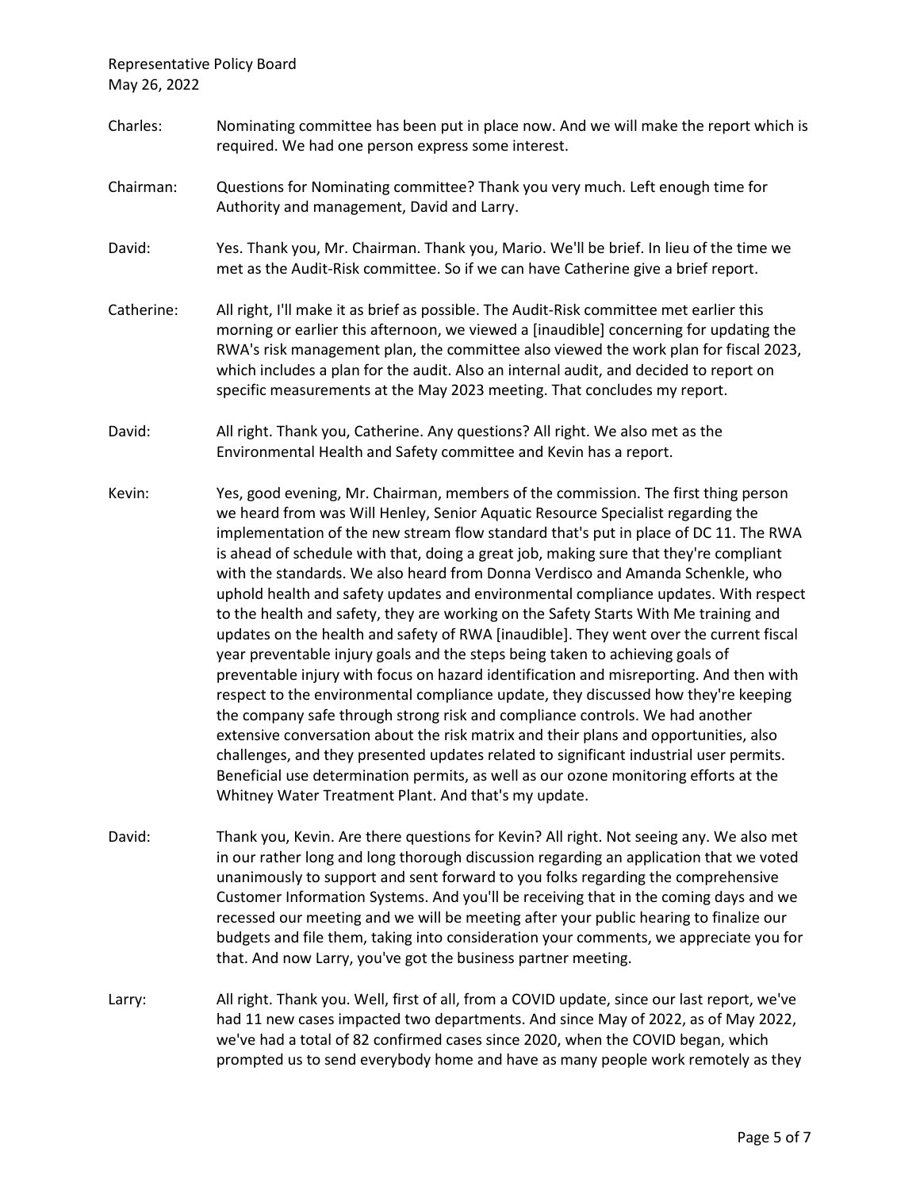**Charles:** Nominating committee has been put in place now. And we will make the report which is required. We had one person express some interest.

**Chairman:** Questions for Nominating committee? Thank you very much. Left enough time for Authority and management, David and Larry.

**David:** Yes. Thank you, Mr. Chairman. Thank you, Mario. We'll be brief. In lieu of the time we met as the Audit-Risk committee. So if we can have Catherine give a brief report.

**Catherine:** All right, I'll make it as brief as possible. The Audit-Risk committee met earlier this morning or earlier this afternoon, we viewed a [inaudible] concerning for updating the RWA's risk management plan, the committee also viewed the work plan for fiscal 2023, which includes a plan for the audit. Also an internal audit, and decided to report on specific measurements at the May 2023 meeting. That concludes my report.

**David:** All right. Thank you, Catherine. Any questions? All right. We also met as the Environmental Health and Safety committee and Kevin has a report.

**Kevin:** Yes, good evening, Mr. Chairman, members of the commission. The first thing person we heard from was Will Henley, Senior Aquatic Resource Specialist regarding the implementation of the new stream flow standard that's put in place of DC 11. The RWA is ahead of schedule with that, doing a great job, making sure that they're compliant with the standards. We also heard from Donna Verdisco and Amanda Schenkle, who uphold health and safety updates and environmental compliance updates. With respect to the health and safety, they are working on the Safety Starts With Me training and updates on the health and safety of RWA [inaudible]. They went over the current fiscal year preventable injury goals and the steps being taken to achieving goals of preventable injury with focus on hazard identification and misreporting. And then with respect to the environmental compliance update, they discussed how they're keeping the company safe through strong risk and compliance controls. We had another extensive conversation about the risk matrix and their plans and opportunities, also challenges, and they presented updates related to significant industrial user permits. Beneficial use determination permits, as well as our ozone monitoring efforts at the Whitney Water Treatment Plant. And that's my update.

**David:** Thank you, Kevin. Are there questions for Kevin? All right. Not seeing any. We also met in our rather long and long thorough discussion regarding an application that we voted unanimously to support and sent forward to you folks regarding the comprehensive Customer Information Systems. And you'll be receiving that in the coming days and we recessed our meeting and we will be meeting after your public hearing to finalize our budgets and file them, taking into consideration your comments, we appreciate you for that. And now Larry, you've got the business partner meeting.

**Larry:** All right. Thank you. Well, first of all, from a COVID update, since our last report, we've had 11 new cases impacted two departments. And since May of 2022, as of May 2022, we've had a total of 82 confirmed cases since 2020, when the COVID began, which prompted us to send everybody home and have as many people work remotely as they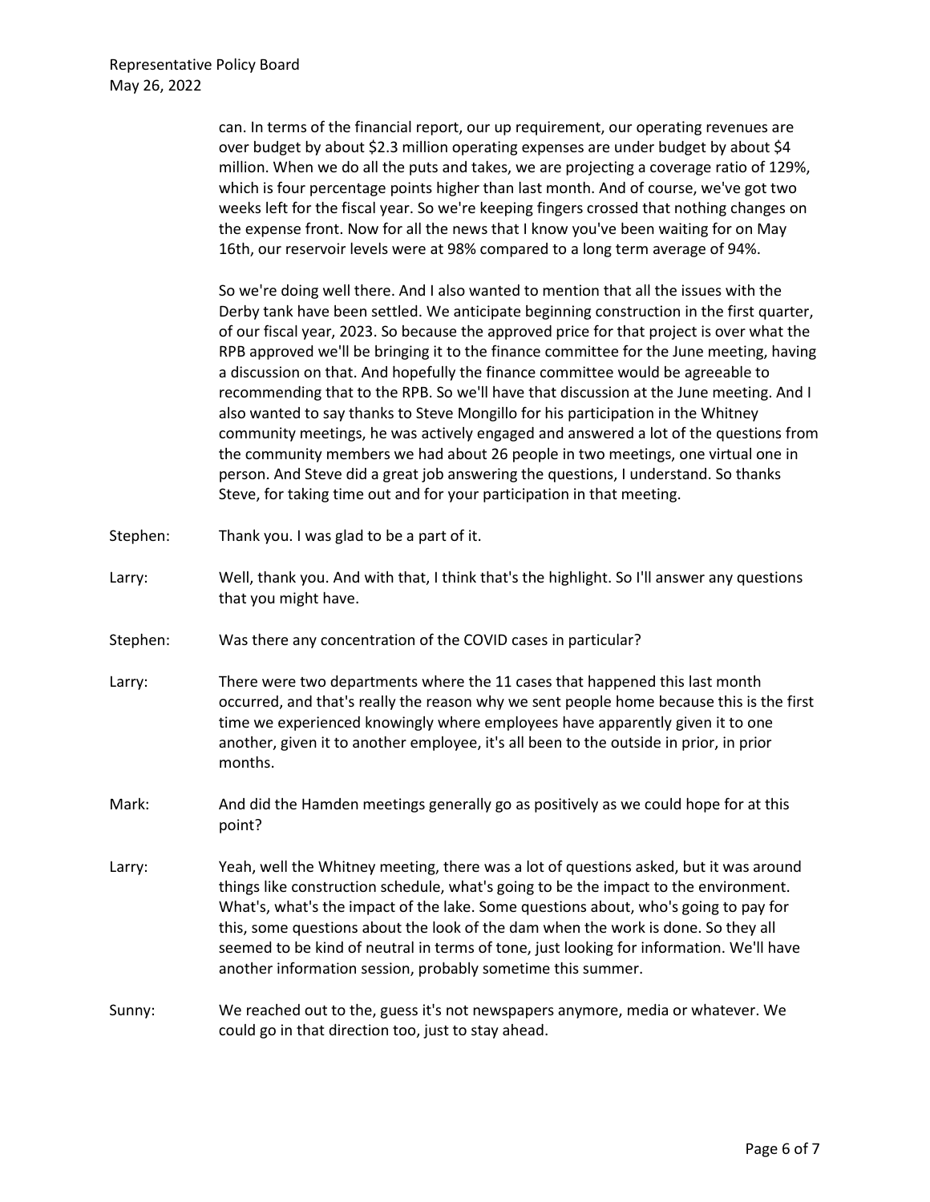can. In terms of the financial report, our up requirement, our operating revenues are over budget by about $2.3 million operating expenses are under budget by about $4 million. When we do all the puts and takes, we are projecting a coverage ratio of 129%, which is four percentage points higher than last month. And of course, we've got two weeks left for the fiscal year. So we're keeping fingers crossed that nothing changes on the expense front. Now for all the news that I know you've been waiting for on May 16th, our reservoir levels were at 98% compared to a long term average of 94%.

So we're doing well there. And I also wanted to mention that all the issues with the Derby tank have been settled. We anticipate beginning construction in the first quarter, of our fiscal year, 2023. So because the approved price for that project is over what the RPB approved we'll be bringing it to the finance committee for the June meeting, having a discussion on that. And hopefully the finance committee would be agreeable to recommending that to the RPB. So we'll have that discussion at the June meeting. And I also wanted to say thanks to Steve Mongillo for his participation in the Whitney community meetings, he was actively engaged and answered a lot of the questions from the community members we had about 26 people in two meetings, one virtual one in person. And Steve did a great job answering the questions, I understand. So thanks Steve, for taking time out and for your participation in that meeting.

Stephen: Thank you. I was glad to be a part of it.

Larry: Well, thank you. And with that, I think that's the highlight. So I'll answer any questions that you might have.

Stephen: Was there any concentration of the COVID cases in particular?

Larry: There were two departments where the 11 cases that happened this last month occurred, and that's really the reason why we sent people home because this is the first time we experienced knowingly where employees have apparently given it to one another, given it to another employee, it's all been to the outside in prior, in prior months.

Mark: And did the Hamden meetings generally go as positively as we could hope for at this point?

Larry: Yeah, well the Whitney meeting, there was a lot of questions asked, but it was around things like construction schedule, what's going to be the impact to the environment. What's, what's the impact of the lake. Some questions about, who's going to pay for this, some questions about the look of the dam when the work is done. So they all seemed to be kind of neutral in terms of tone, just looking for information. We'll have another information session, probably sometime this summer.

Sunny: We reached out to the, guess it's not newspapers anymore, media or whatever. We could go in that direction too, just to stay ahead.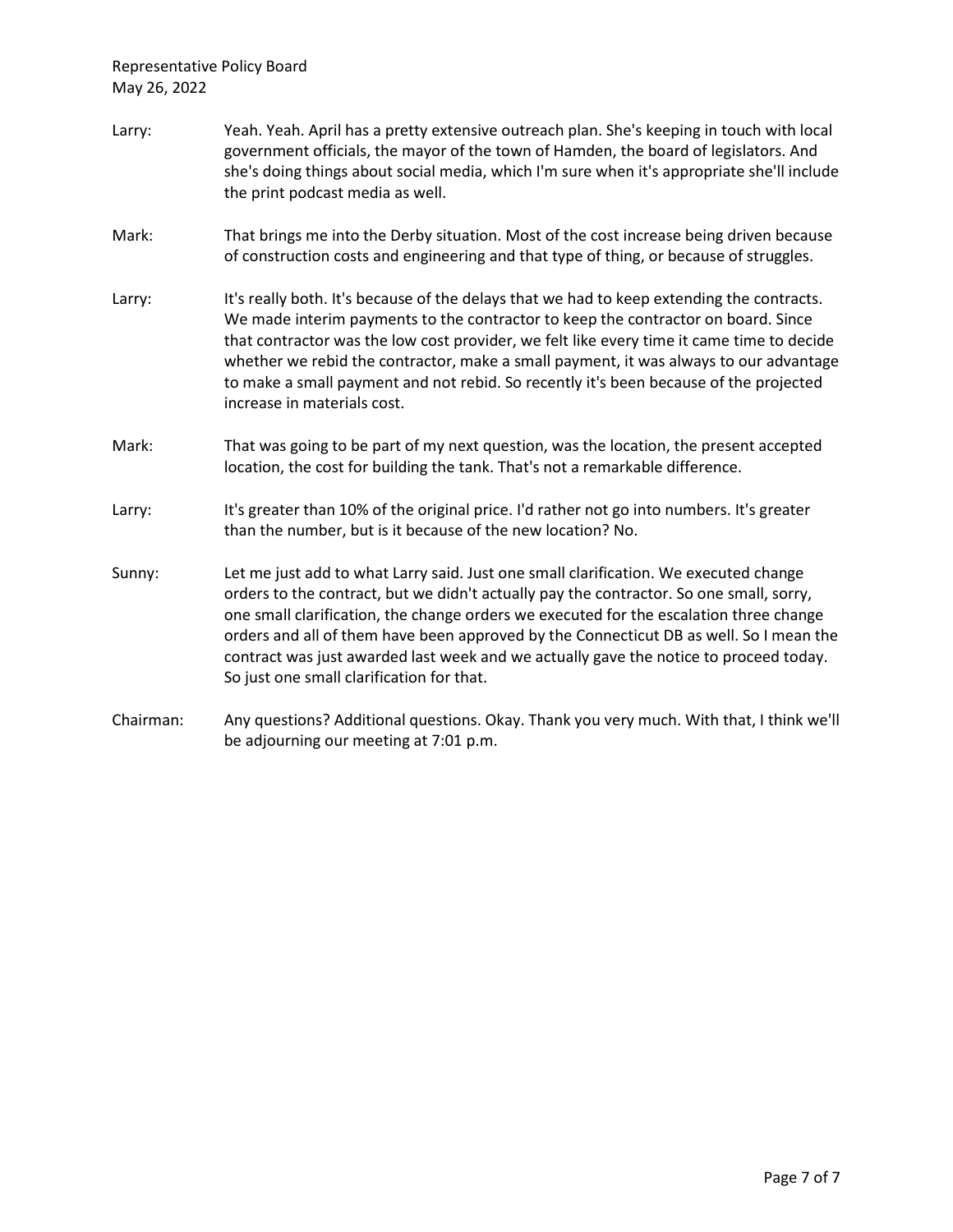Larry: Yeah. Yeah. April has a pretty extensive outreach plan. She's keeping in touch with local government officials, the mayor of the town of Hamden, the board of legislators. And she's doing things about social media, which I'm sure when it's appropriate she'll include the print podcast media as well.

Mark: That brings me into the Derby situation. Most of the cost increase being driven because of construction costs and engineering and that type of thing, or because of struggles.

Larry: It's really both. It's because of the delays that we had to keep extending the contracts. We made interim payments to the contractor to keep the contractor on board. Since that contractor was the low cost provider, we felt like every time it came time to decide whether we rebid the contractor, make a small payment, it was always to our advantage to make a small payment and not rebid. So recently it's been because of the projected increase in materials cost.

Mark: That was going to be part of my next question, was the location, the present accepted location, the cost for building the tank. That's not a remarkable difference.

Larry: It's greater than 10% of the original price. I'd rather not go into numbers. It's greater than the number, but is it because of the new location? No.

Sunny: Let me just add to what Larry said. Just one small clarification. We executed change orders to the contract, but we didn't actually pay the contractor. So one small, sorry, one small clarification, the change orders we executed for the escalation three change orders and all of them have been approved by the Connecticut DB as well. So I mean the contract was just awarded last week and we actually gave the notice to proceed today. So just one small clarification for that.

Chairman: Any questions? Additional questions. Okay. Thank you very much. With that, I think we'll be adjourning our meeting at 7:01 p.m.